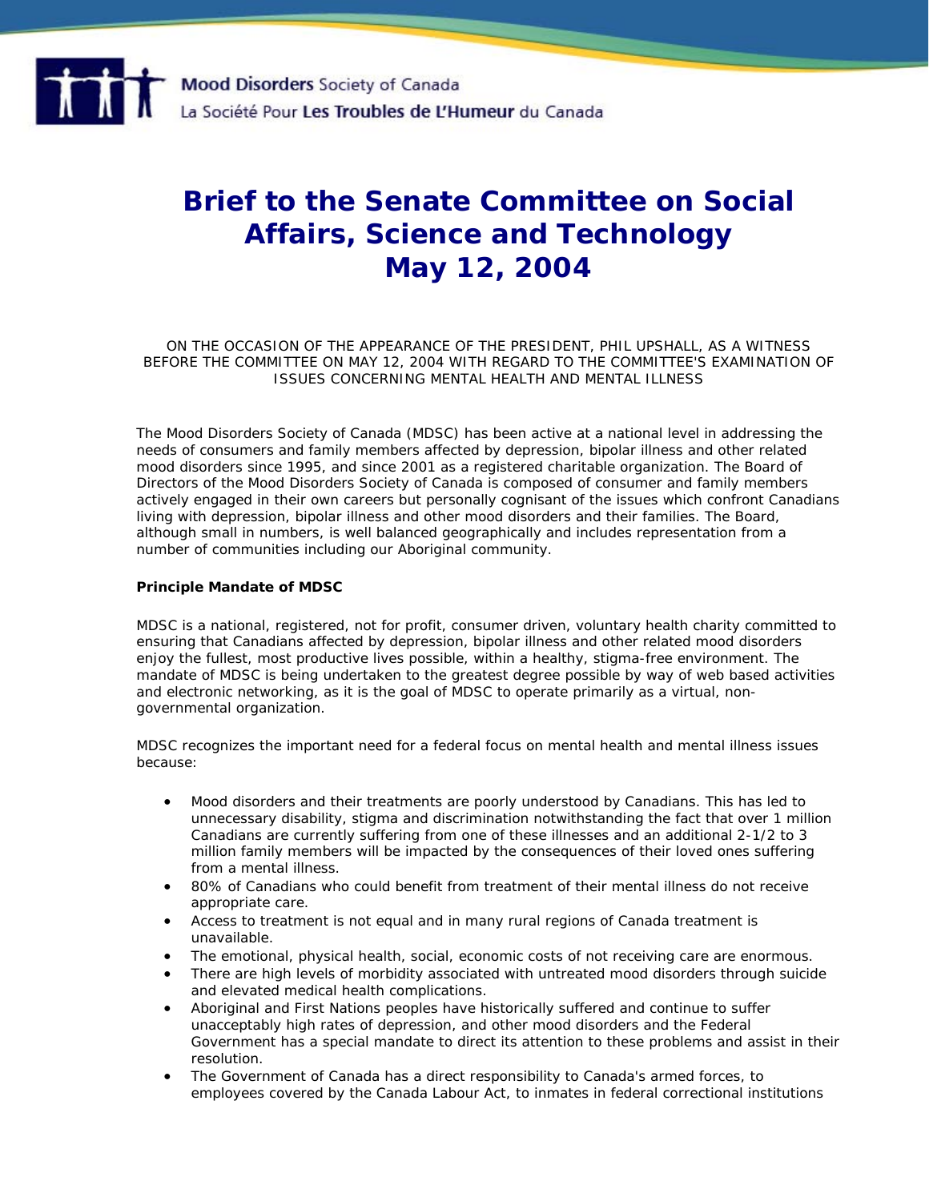Mood Disorders Society of Canada
La Société Pour Les Troubles de L'Humeur du Canada

# Brief to the Senate Committee on Social Affairs, Science and Technology May 12, 2004

ON THE OCCASION OF THE APPEARANCE OF THE PRESIDENT, PHIL UPSHALL, AS A WITNESS BEFORE THE COMMITTEE ON MAY 12, 2004 WITH REGARD TO THE COMMITTEE'S EXAMINATION OF ISSUES CONCERNING MENTAL HEALTH AND MENTAL ILLNESS

The Mood Disorders Society of Canada (MDSC) has been active at a national level in addressing the needs of consumers and family members affected by depression, bipolar illness and other related mood disorders since 1995, and since 2001 as a registered charitable organization. The Board of Directors of the Mood Disorders Society of Canada is composed of consumer and family members actively engaged in their own careers but personally cognisant of the issues which confront Canadians living with depression, bipolar illness and other mood disorders and their families. The Board, although small in numbers, is well balanced geographically and includes representation from a number of communities including our Aboriginal community.

**Principle Mandate of MDSC**

MDSC is a national, registered, not for profit, consumer driven, voluntary health charity committed to ensuring that Canadians affected by depression, bipolar illness and other related mood disorders enjoy the fullest, most productive lives possible, within a healthy, stigma-free environment. The mandate of MDSC is being undertaken to the greatest degree possible by way of web based activities and electronic networking, as it is the goal of MDSC to operate primarily as a virtual, non-governmental organization.

MDSC recognizes the important need for a federal focus on mental health and mental illness issues because:

- Mood disorders and their treatments are poorly understood by Canadians. This has led to unnecessary disability, stigma and discrimination notwithstanding the fact that over 1 million Canadians are currently suffering from one of these illnesses and an additional 2-1/2 to 3 million family members will be impacted by the consequences of their loved ones suffering from a mental illness.
- 80% of Canadians who could benefit from treatment of their mental illness do not receive appropriate care.
- Access to treatment is not equal and in many rural regions of Canada treatment is unavailable.
- The emotional, physical health, social, economic costs of not receiving care are enormous.
- There are high levels of morbidity associated with untreated mood disorders through suicide and elevated medical health complications.
- Aboriginal and First Nations peoples have historically suffered and continue to suffer unacceptably high rates of depression, and other mood disorders and the Federal Government has a special mandate to direct its attention to these problems and assist in their resolution.
- The Government of Canada has a direct responsibility to Canada's armed forces, to employees covered by the Canada Labour Act, to inmates in federal correctional institutions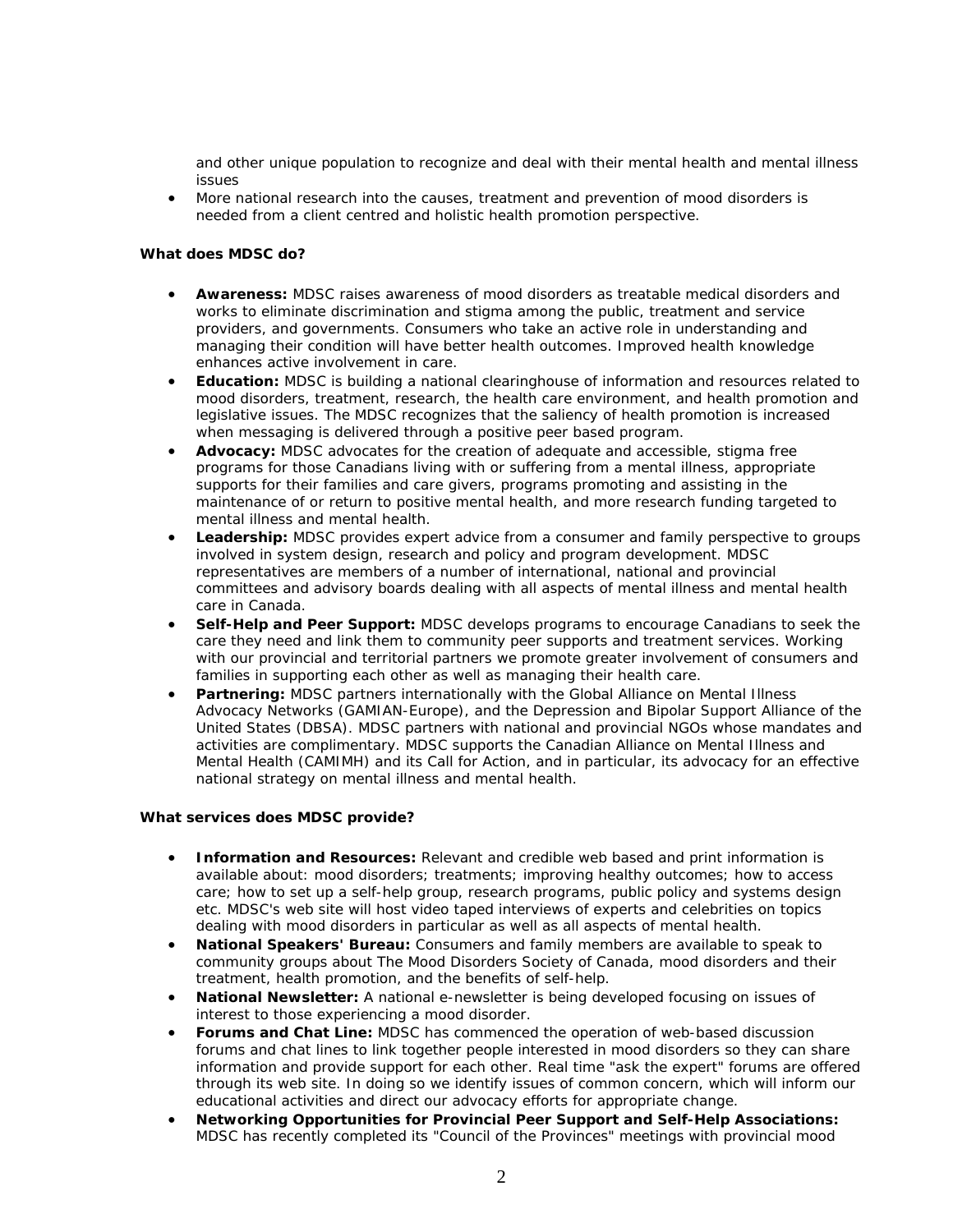and other unique population to recognize and deal with their mental health and mental illness issues

- More national research into the causes, treatment and prevention of mood disorders is needed from a client centred and holistic health promotion perspective.

**What does MDSC do?**

- **Awareness:** MDSC raises awareness of mood disorders as treatable medical disorders and works to eliminate discrimination and stigma among the public, treatment and service providers, and governments. Consumers who take an active role in understanding and managing their condition will have better health outcomes. Improved health knowledge enhances active involvement in care.
- **Education:** MDSC is building a national clearinghouse of information and resources related to mood disorders, treatment, research, the health care environment, and health promotion and legislative issues. The MDSC recognizes that the saliency of health promotion is increased when messaging is delivered through a positive peer based program.
- **Advocacy:** MDSC advocates for the creation of adequate and accessible, stigma free programs for those Canadians living with or suffering from a mental illness, appropriate supports for their families and care givers, programs promoting and assisting in the maintenance of or return to positive mental health, and more research funding targeted to mental illness and mental health.
- **Leadership:** MDSC provides expert advice from a consumer and family perspective to groups involved in system design, research and policy and program development. MDSC representatives are members of a number of international, national and provincial committees and advisory boards dealing with all aspects of mental illness and mental health care in Canada.
- **Self-Help and Peer Support:** MDSC develops programs to encourage Canadians to seek the care they need and link them to community peer supports and treatment services. Working with our provincial and territorial partners we promote greater involvement of consumers and families in supporting each other as well as managing their health care.
- **Partnering:** MDSC partners internationally with the Global Alliance on Mental Illness Advocacy Networks (GAMIAN-Europe), and the Depression and Bipolar Support Alliance of the United States (DBSA). MDSC partners with national and provincial NGOs whose mandates and activities are complimentary. MDSC supports the Canadian Alliance on Mental Illness and Mental Health (CAMIMH) and its Call for Action, and in particular, its advocacy for an effective national strategy on mental illness and mental health.

**What services does MDSC provide?**

- **Information and Resources:** Relevant and credible web based and print information is available about: mood disorders; treatments; improving healthy outcomes; how to access care; how to set up a self-help group, research programs, public policy and systems design etc. MDSC's web site will host video taped interviews of experts and celebrities on topics dealing with mood disorders in particular as well as all aspects of mental health.
- **National Speakers' Bureau:** Consumers and family members are available to speak to community groups about The Mood Disorders Society of Canada, mood disorders and their treatment, health promotion, and the benefits of self-help.
- **National Newsletter:** A national e-newsletter is being developed focusing on issues of interest to those experiencing a mood disorder.
- **Forums and Chat Line:** MDSC has commenced the operation of web-based discussion forums and chat lines to link together people interested in mood disorders so they can share information and provide support for each other. Real time "ask the expert" forums are offered through its web site. In doing so we identify issues of common concern, which will inform our educational activities and direct our advocacy efforts for appropriate change.
- **Networking Opportunities for Provincial Peer Support and Self-Help Associations:** MDSC has recently completed its "Council of the Provinces" meetings with provincial mood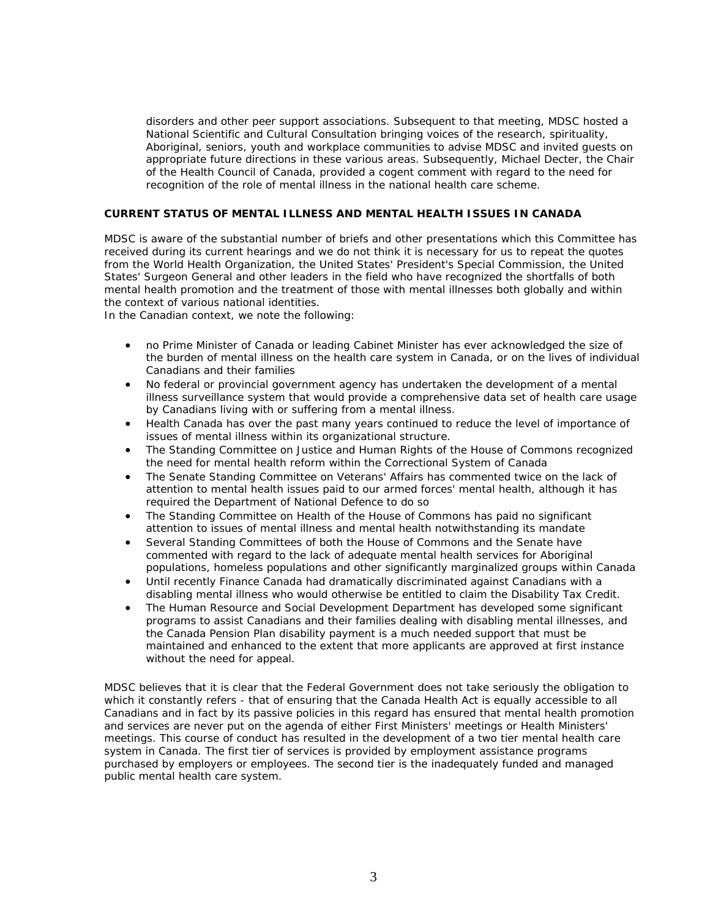disorders and other peer support associations. Subsequent to that meeting, MDSC hosted a National Scientific and Cultural Consultation bringing voices of the research, spirituality, Aboriginal, seniors, youth and workplace communities to advise MDSC and invited guests on appropriate future directions in these various areas. Subsequently, Michael Decter, the Chair of the Health Council of Canada, provided a cogent comment with regard to the need for recognition of the role of mental illness in the national health care scheme.

**CURRENT STATUS OF MENTAL ILLNESS AND MENTAL HEALTH ISSUES IN CANADA**

MDSC is aware of the substantial number of briefs and other presentations which this Committee has received during its current hearings and we do not think it is necessary for us to repeat the quotes from the World Health Organization, the United States' President's Special Commission, the United States' Surgeon General and other leaders in the field who have recognized the shortfalls of both mental health promotion and the treatment of those with mental illnesses both globally and within the context of various national identities.
In the Canadian context, we note the following:

- no Prime Minister of Canada or leading Cabinet Minister has ever acknowledged the size of the burden of mental illness on the health care system in Canada, or on the lives of individual Canadians and their families
- No federal or provincial government agency has undertaken the development of a mental illness surveillance system that would provide a comprehensive data set of health care usage by Canadians living with or suffering from a mental illness.
- Health Canada has over the past many years continued to reduce the level of importance of issues of mental illness within its organizational structure.
- The Standing Committee on Justice and Human Rights of the House of Commons recognized the need for mental health reform within the Correctional System of Canada
- The Senate Standing Committee on Veterans' Affairs has commented twice on the lack of attention to mental health issues paid to our armed forces' mental health, although it has required the Department of National Defence to do so
- The Standing Committee on Health of the House of Commons has paid no significant attention to issues of mental illness and mental health notwithstanding its mandate
- Several Standing Committees of both the House of Commons and the Senate have commented with regard to the lack of adequate mental health services for Aboriginal populations, homeless populations and other significantly marginalized groups within Canada
- Until recently Finance Canada had dramatically discriminated against Canadians with a disabling mental illness who would otherwise be entitled to claim the Disability Tax Credit.
- The Human Resource and Social Development Department has developed some significant programs to assist Canadians and their families dealing with disabling mental illnesses, and the Canada Pension Plan disability payment is a much needed support that must be maintained and enhanced to the extent that more applicants are approved at first instance without the need for appeal.

MDSC believes that it is clear that the Federal Government does not take seriously the obligation to which it constantly refers - that of ensuring that the Canada Health Act is equally accessible to all Canadians and in fact by its passive policies in this regard has ensured that mental health promotion and services are never put on the agenda of either First Ministers' meetings or Health Ministers' meetings. This course of conduct has resulted in the development of a two tier mental health care system in Canada. The first tier of services is provided by employment assistance programs purchased by employers or employees. The second tier is the inadequately funded and managed public mental health care system.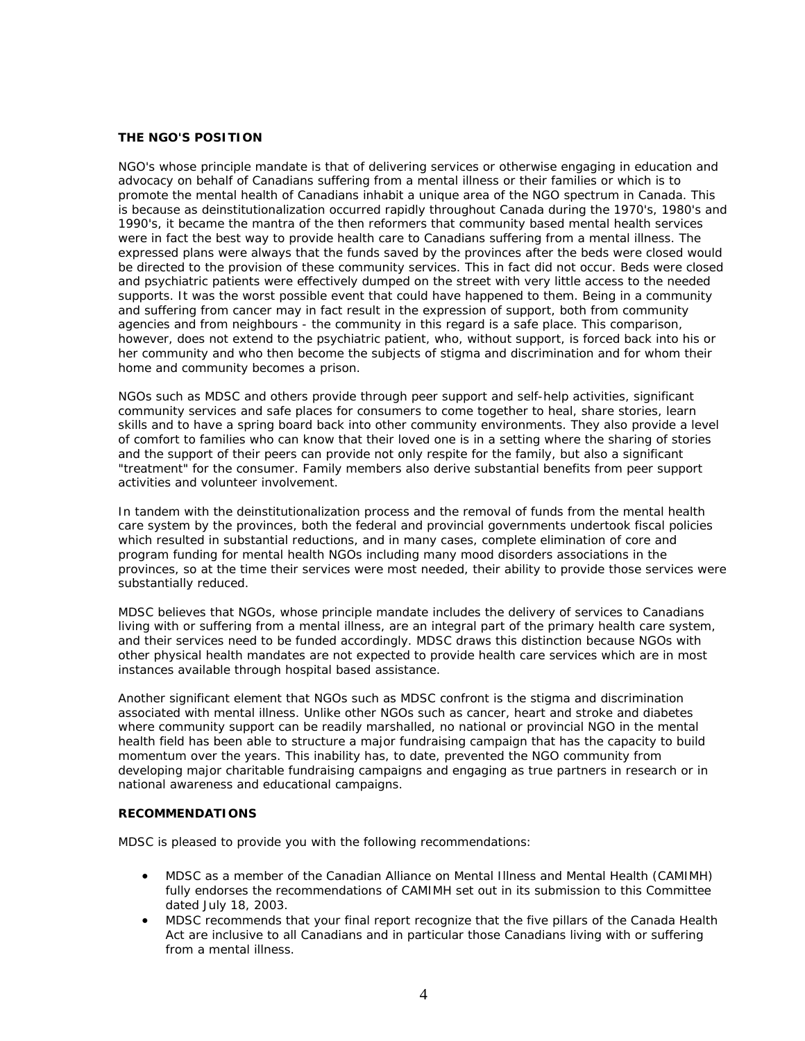**THE NGO'S POSITION**

NGO's whose principle mandate is that of delivering services or otherwise engaging in education and advocacy on behalf of Canadians suffering from a mental illness or their families or which is to promote the mental health of Canadians inhabit a unique area of the NGO spectrum in Canada. This is because as deinstitutionalization occurred rapidly throughout Canada during the 1970's, 1980's and 1990's, it became the mantra of the then reformers that community based mental health services were in fact the best way to provide health care to Canadians suffering from a mental illness. The expressed plans were always that the funds saved by the provinces after the beds were closed would be directed to the provision of these community services. This in fact did not occur. Beds were closed and psychiatric patients were effectively dumped on the street with very little access to the needed supports. It was the worst possible event that could have happened to them. Being in a community and suffering from cancer may in fact result in the expression of support, both from community agencies and from neighbours - the community in this regard is a safe place. This comparison, however, does not extend to the psychiatric patient, who, without support, is forced back into his or her community and who then become the subjects of stigma and discrimination and for whom their home and community becomes a prison.

NGOs such as MDSC and others provide through peer support and self-help activities, significant community services and safe places for consumers to come together to heal, share stories, learn skills and to have a spring board back into other community environments. They also provide a level of comfort to families who can know that their loved one is in a setting where the sharing of stories and the support of their peers can provide not only respite for the family, but also a significant "treatment" for the consumer. Family members also derive substantial benefits from peer support activities and volunteer involvement.

In tandem with the deinstitutionalization process and the removal of funds from the mental health care system by the provinces, both the federal and provincial governments undertook fiscal policies which resulted in substantial reductions, and in many cases, complete elimination of core and program funding for mental health NGOs including many mood disorders associations in the provinces, so at the time their services were most needed, their ability to provide those services were substantially reduced.

MDSC believes that NGOs, whose principle mandate includes the delivery of services to Canadians living with or suffering from a mental illness, are an integral part of the primary health care system, and their services need to be funded accordingly. MDSC draws this distinction because NGOs with other physical health mandates are not expected to provide health care services which are in most instances available through hospital based assistance.

Another significant element that NGOs such as MDSC confront is the stigma and discrimination associated with mental illness. Unlike other NGOs such as cancer, heart and stroke and diabetes where community support can be readily marshalled, no national or provincial NGO in the mental health field has been able to structure a major fundraising campaign that has the capacity to build momentum over the years. This inability has, to date, prevented the NGO community from developing major charitable fundraising campaigns and engaging as true partners in research or in national awareness and educational campaigns.

**RECOMMENDATIONS**

MDSC is pleased to provide you with the following recommendations:

- MDSC as a member of the Canadian Alliance on Mental Illness and Mental Health (CAMIMH) fully endorses the recommendations of CAMIMH set out in its submission to this Committee dated July 18, 2003.
- MDSC recommends that your final report recognize that the five pillars of the Canada Health Act are inclusive to all Canadians and in particular those Canadians living with or suffering from a mental illness.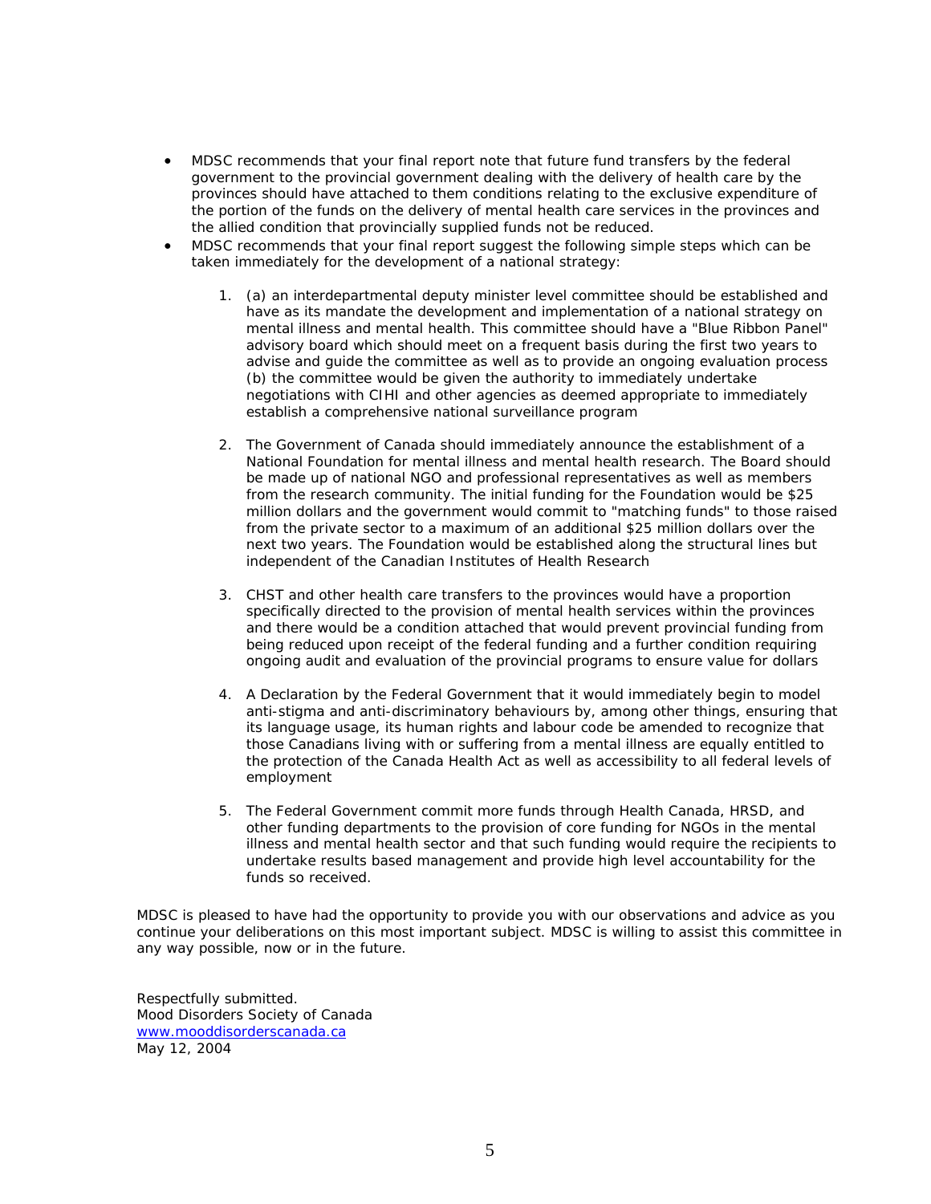- MDSC recommends that your final report note that future fund transfers by the federal government to the provincial government dealing with the delivery of health care by the provinces should have attached to them conditions relating to the exclusive expenditure of the portion of the funds on the delivery of mental health care services in the provinces and the allied condition that provincially supplied funds not be reduced.
- MDSC recommends that your final report suggest the following simple steps which can be taken immediately for the development of a national strategy:

  1. (a) an interdepartmental deputy minister level committee should be established and have as its mandate the development and implementation of a national strategy on mental illness and mental health. This committee should have a "Blue Ribbon Panel" advisory board which should meet on a frequent basis during the first two years to advise and guide the committee as well as to provide an ongoing evaluation process (b) the committee would be given the authority to immediately undertake negotiations with CIHI and other agencies as deemed appropriate to immediately establish a comprehensive national surveillance program

  2. The Government of Canada should immediately announce the establishment of a National Foundation for mental illness and mental health research. The Board should be made up of national NGO and professional representatives as well as members from the research community. The initial funding for the Foundation would be $25 million dollars and the government would commit to "matching funds" to those raised from the private sector to a maximum of an additional $25 million dollars over the next two years. The Foundation would be established along the structural lines but independent of the Canadian Institutes of Health Research

  3. CHST and other health care transfers to the provinces would have a proportion specifically directed to the provision of mental health services within the provinces and there would be a condition attached that would prevent provincial funding from being reduced upon receipt of the federal funding and a further condition requiring ongoing audit and evaluation of the provincial programs to ensure value for dollars

  4. A Declaration by the Federal Government that it would immediately begin to model anti-stigma and anti-discriminatory behaviours by, among other things, ensuring that its language usage, its human rights and labour code be amended to recognize that those Canadians living with or suffering from a mental illness are equally entitled to the protection of the Canada Health Act as well as accessibility to all federal levels of employment

  5. The Federal Government commit more funds through Health Canada, HRSD, and other funding departments to the provision of core funding for NGOs in the mental illness and mental health sector and that such funding would require the recipients to undertake results based management and provide high level accountability for the funds so received.

MDSC is pleased to have had the opportunity to provide you with our observations and advice as you continue your deliberations on this most important subject. MDSC is willing to assist this committee in any way possible, now or in the future.

Respectfully submitted.
Mood Disorders Society of Canada
[www.mooddisorderscanada.ca](http://www.mooddisorderscanada.ca)
May 12, 2004